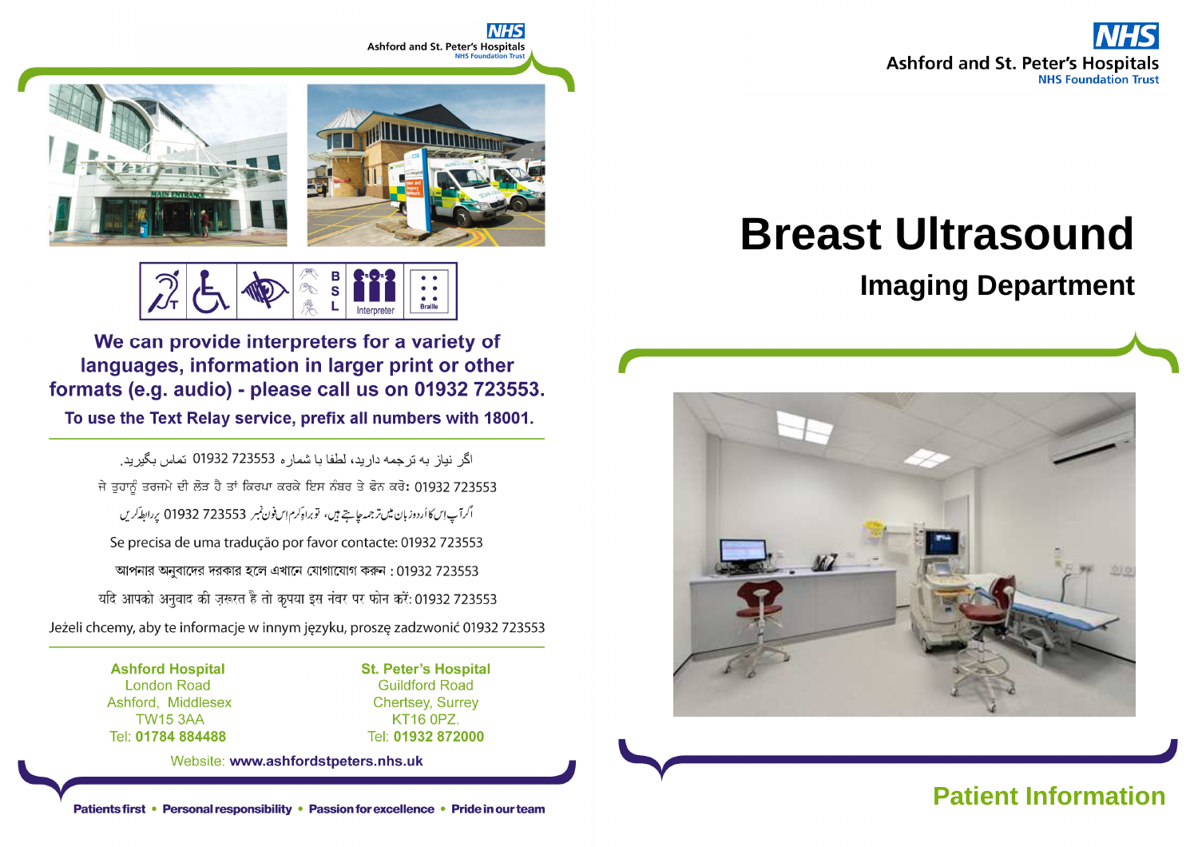Ashford and St. Peter's Hospitals
NHS Foundation Trust

We can provide interpreters for a variety of languages, information in larger print or other formats (e.g. audio) - please call us on 01932 723553.

To use the Text Relay service, prefix all numbers with 18001.

اگر نیاز به ترجمه دارید، لطفا با شماره 01932 723553 تماس بگیرید.

ਜੇ ਤੁਹਾਨੂੰ ਤਰਜਮੇ ਦੀ ਲੋੜ ਹੈ ਤਾਂ ਕਿਰਪਾ ਕਰਕੇ ਇਸ ਨੰਬਰ ਤੇ ਫੋਨ ਕਰੋ: 01932 723553

اگرآپ اس کا اُردو زبان میں ترجمہ چاہتے ہیں، تو براہِ کرم اس فون نمبر 01932 723553 پر رابطہ کریں

Se precisa de uma tradução por favor contacte: 01932 723553

আপনার অনুবাদের দরকার হলে এখানে যোগাযোগ করুন : 01932 723553

यदि आपको अनुवाद की ज़रूरत है तो कृपया इस नंबर पर फोन करें: 01932 723553

Jeżeli chcemy, aby te informacje w innym języku, proszę zadzwonić 01932 723553

**Ashford Hospital**
London Road
Ashford, Middlesex
TW15 3AA
Tel: **01784 884488**

**St. Peter's Hospital**
Guildford Road
Chertsey, Surrey
KT16 0PZ.
Tel: **01932 872000**

Website: **www.ashfordstpeters.nhs.uk**

**Patients first • Personal responsibility • Passion for excellence • Pride in our team**

Ashford and St. Peter's Hospitals
NHS Foundation Trust

# Breast Ultrasound

## Imaging Department

**Patient Information**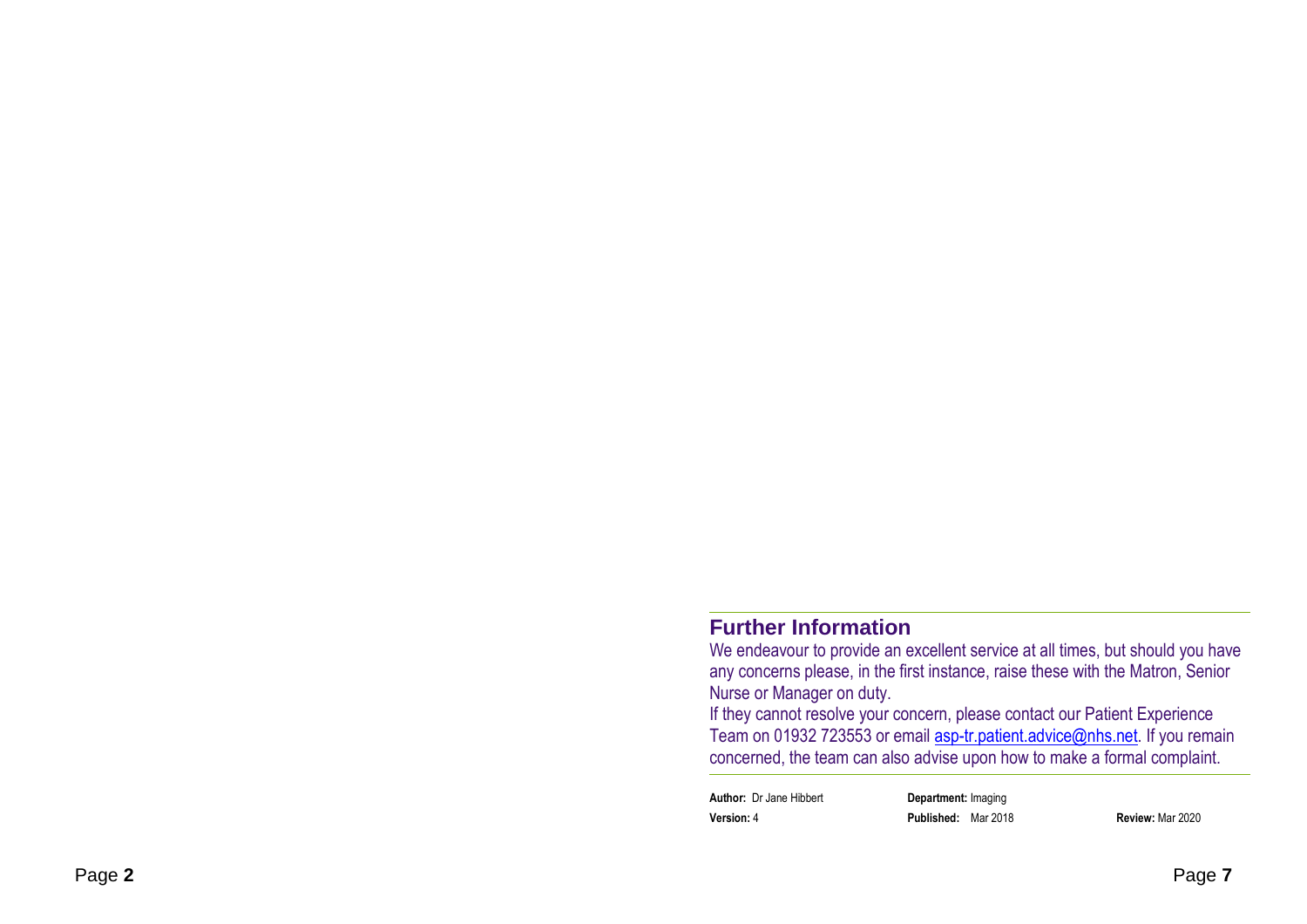## Further Information

We endeavour to provide an excellent service at all times, but should you have any concerns please, in the first instance, raise these with the Matron, Senior Nurse or Manager on duty.

If they cannot resolve your concern, please contact our Patient Experience Team on 01932 723553 or email asp-tr.patient.advice@nhs.net. If you remain concerned, the team can also advise upon how to make a formal complaint.

**Author:** Dr Jane Hibbert **Department:** Imaging
**Version:** 4 **Published:** Mar 2018 **Review:** Mar 2020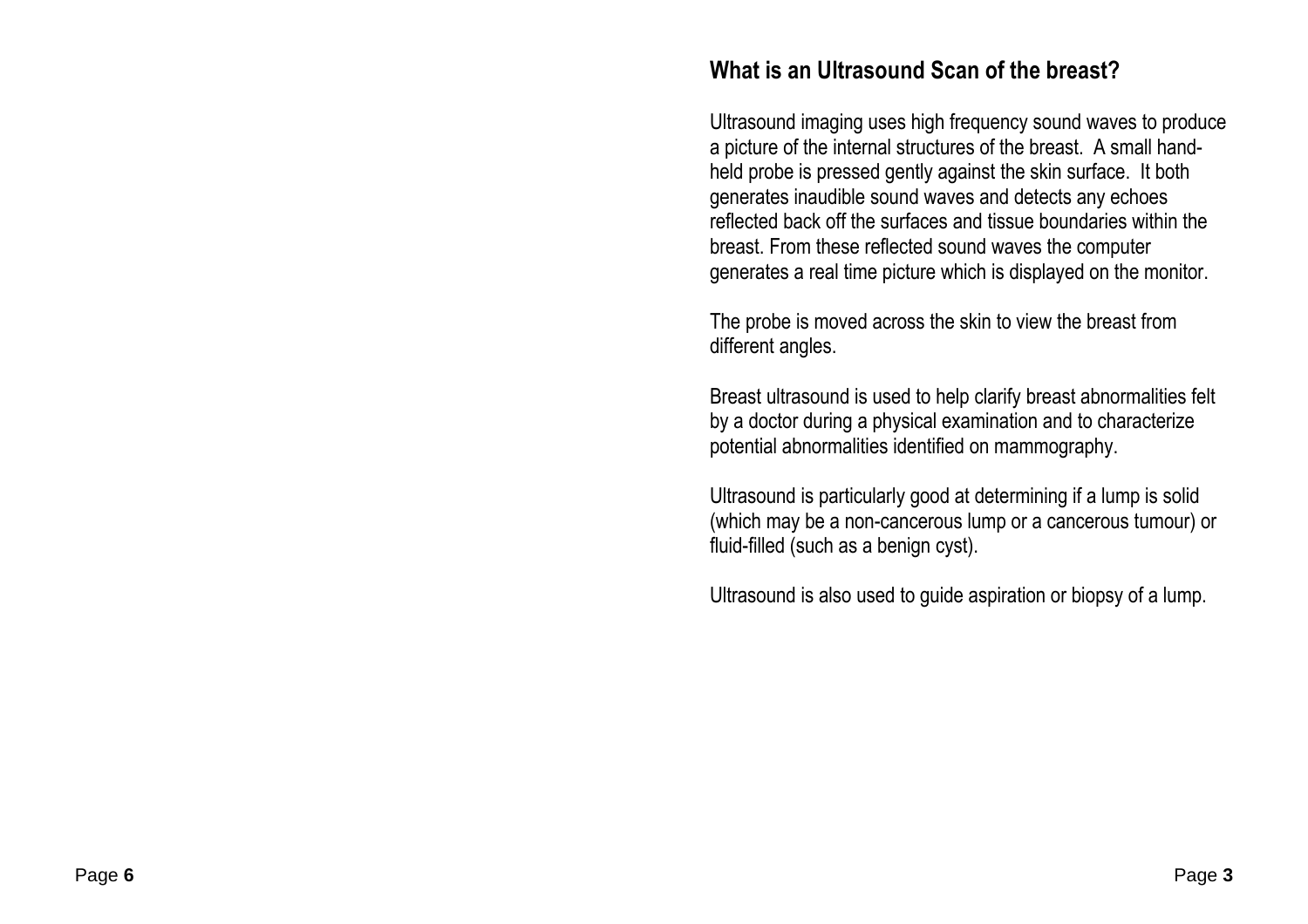## What is an Ultrasound Scan of the breast?

Ultrasound imaging uses high frequency sound waves to produce a picture of the internal structures of the breast. A small hand-held probe is pressed gently against the skin surface. It both generates inaudible sound waves and detects any echoes reflected back off the surfaces and tissue boundaries within the breast. From these reflected sound waves the computer generates a real time picture which is displayed on the monitor.

The probe is moved across the skin to view the breast from different angles.

Breast ultrasound is used to help clarify breast abnormalities felt by a doctor during a physical examination and to characterize potential abnormalities identified on mammography.

Ultrasound is particularly good at determining if a lump is solid (which may be a non-cancerous lump or a cancerous tumour) or fluid-filled (such as a benign cyst).

Ultrasound is also used to guide aspiration or biopsy of a lump.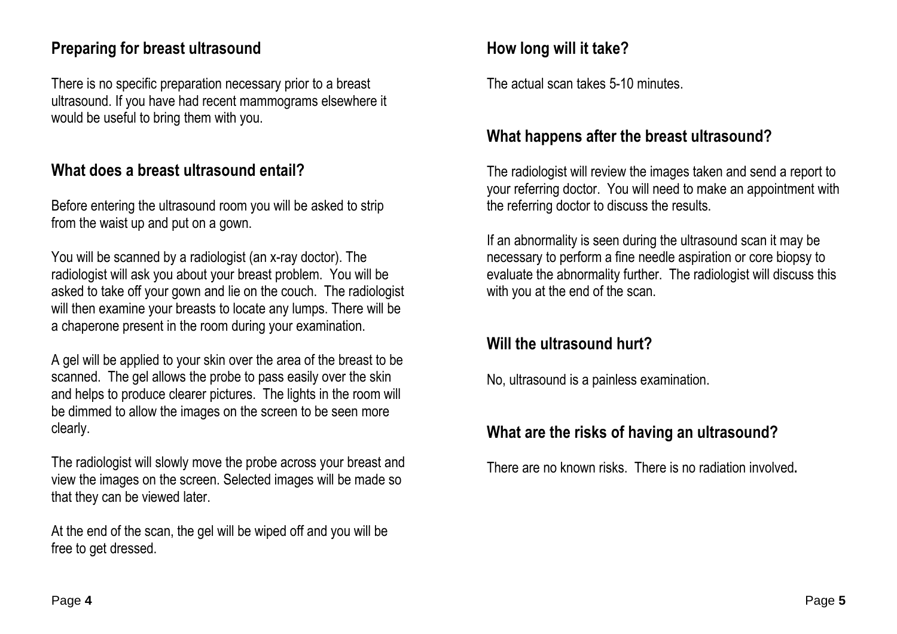## Preparing for breast ultrasound

There is no specific preparation necessary prior to a breast ultrasound. If you have had recent mammograms elsewhere it would be useful to bring them with you.

## What does a breast ultrasound entail?

Before entering the ultrasound room you will be asked to strip from the waist up and put on a gown.

You will be scanned by a radiologist (an x-ray doctor). The radiologist will ask you about your breast problem. You will be asked to take off your gown and lie on the couch. The radiologist will then examine your breasts to locate any lumps. There will be a chaperone present in the room during your examination.

A gel will be applied to your skin over the area of the breast to be scanned. The gel allows the probe to pass easily over the skin and helps to produce clearer pictures. The lights in the room will be dimmed to allow the images on the screen to be seen more clearly.

The radiologist will slowly move the probe across your breast and view the images on the screen. Selected images will be made so that they can be viewed later.

At the end of the scan, the gel will be wiped off and you will be free to get dressed.

## How long will it take?

The actual scan takes 5-10 minutes.

## What happens after the breast ultrasound?

The radiologist will review the images taken and send a report to your referring doctor. You will need to make an appointment with the referring doctor to discuss the results.

If an abnormality is seen during the ultrasound scan it may be necessary to perform a fine needle aspiration or core biopsy to evaluate the abnormality further. The radiologist will discuss this with you at the end of the scan.

## Will the ultrasound hurt?

No, ultrasound is a painless examination.

## What are the risks of having an ultrasound?

There are no known risks. There is no radiation involved**.**